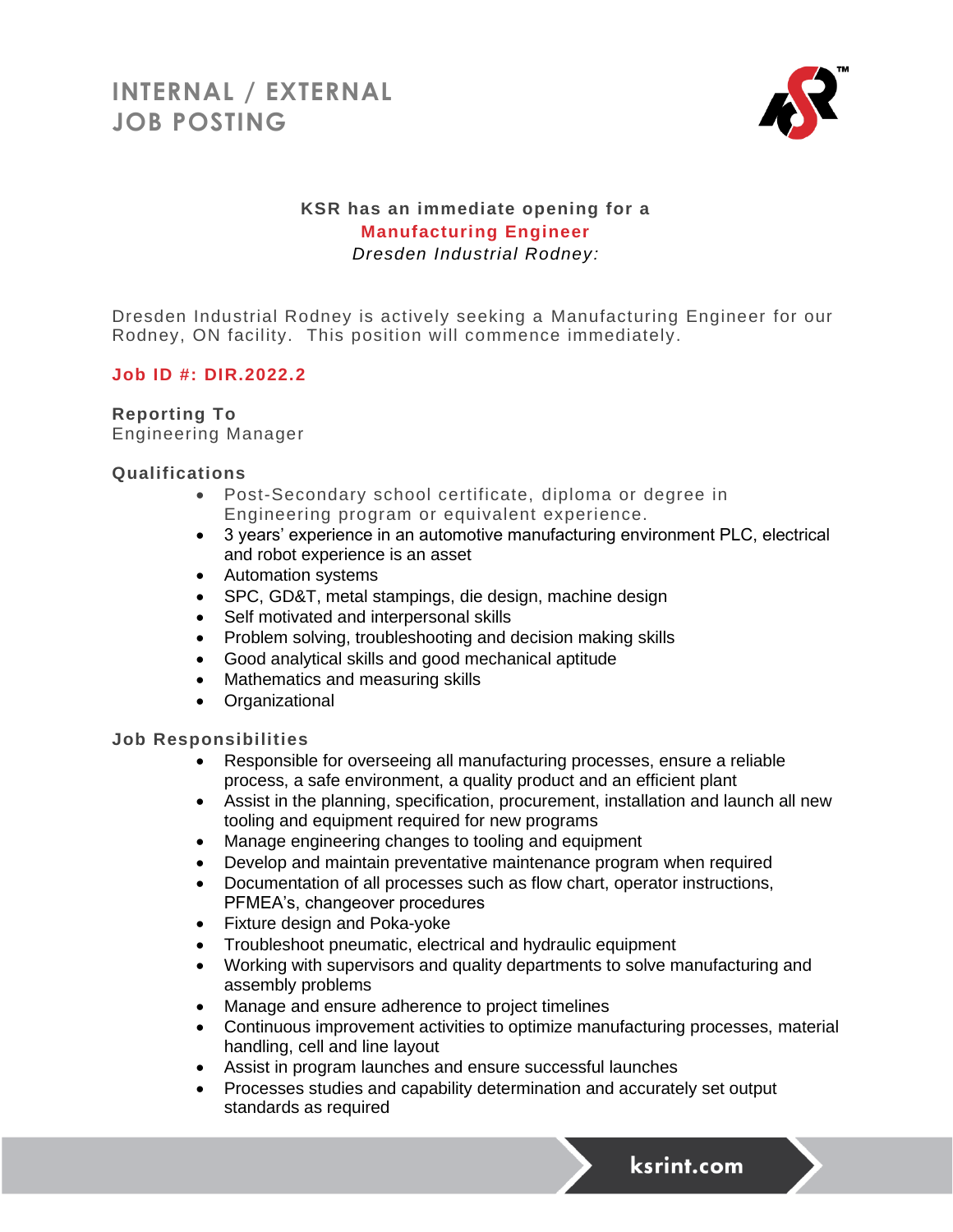# INTERNAL / EXTERNAL JOB POSTING

**KSR has an immediate opening for a**

**Manufacturing Engineer**

*Dresden Industrial Rodney:*

Dresden Industrial Rodney is actively seeking a Manufacturing Engineer for our Rodney, ON facility. This position will commence immediately.

**Job ID #: DIR.2022.2**

**Reporting To**

Engineering Manager

**Qualifications**

- Post-Secondary school certificate, diploma or degree in Engineering program or equivalent experience.
- 3 years' experience in an automotive manufacturing environment PLC, electrical and robot experience is an asset
- Automation systems
- SPC, GD&T, metal stampings, die design, machine design
- Self motivated and interpersonal skills
- Problem solving, troubleshooting and decision making skills
- Good analytical skills and good mechanical aptitude
- Mathematics and measuring skills
- Organizational

**Job Responsibilities**

- Responsible for overseeing all manufacturing processes, ensure a reliable process, a safe environment, a quality product and an efficient plant
- Assist in the planning, specification, procurement, installation and launch all new tooling and equipment required for new programs
- Manage engineering changes to tooling and equipment
- Develop and maintain preventative maintenance program when required
- Documentation of all processes such as flow chart, operator instructions, PFMEA's, changeover procedures
- Fixture design and Poka-yoke
- Troubleshoot pneumatic, electrical and hydraulic equipment
- Working with supervisors and quality departments to solve manufacturing and assembly problems
- Manage and ensure adherence to project timelines
- Continuous improvement activities to optimize manufacturing processes, material handling, cell and line layout
- Assist in program launches and ensure successful launches
- Processes studies and capability determination and accurately set output standards as required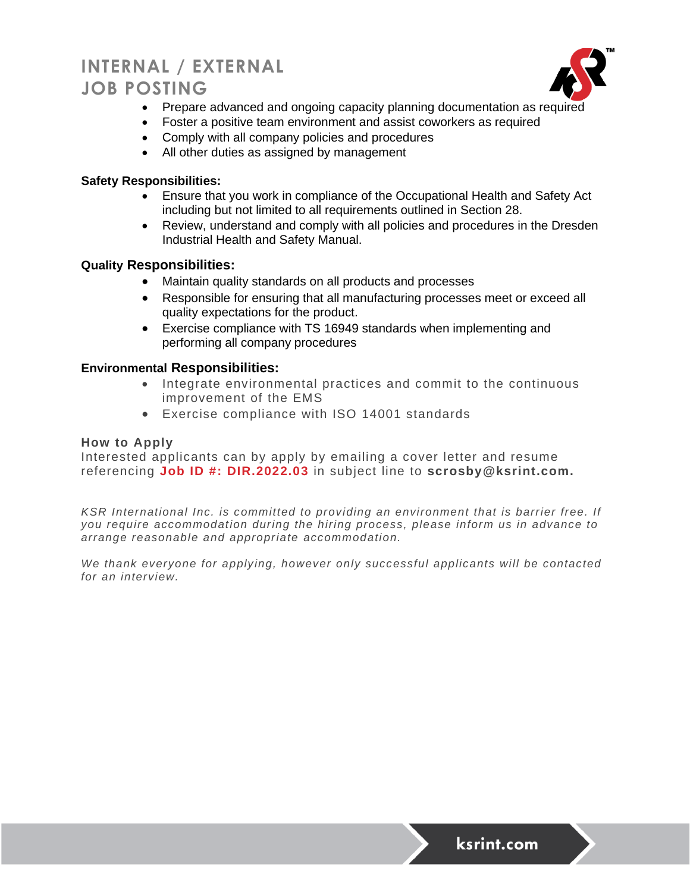- Prepare advanced and ongoing capacity planning documentation as required
- Foster a positive team environment and assist coworkers as required
- Comply with all company policies and procedures
- All other duties as assigned by management

**Safety Responsibilities:**

- Ensure that you work in compliance of the Occupational Health and Safety Act including but not limited to all requirements outlined in Section 28.
- Review, understand and comply with all policies and procedures in the Dresden Industrial Health and Safety Manual.

**Quality Responsibilities:**

- Maintain quality standards on all products and processes
- Responsible for ensuring that all manufacturing processes meet or exceed all quality expectations for the product.
- Exercise compliance with TS 16949 standards when implementing and performing all company procedures

**Environmental Responsibilities:**

- Integrate environmental practices and commit to the continuous improvement of the EMS
- Exercise compliance with ISO 14001 standards

**How to Apply**

Interested applicants can by apply by emailing a cover letter and resume referencing **Job ID #: DIR.2022.03** in subject line to **scrosby@ksrint.com.**

*KSR International Inc. is committed to providing an environment that is barrier free. If you require accommodation during the hiring process, please inform us in advance to arrange reasonable and appropriate accommodation.*

*We thank everyone for applying, however only successful applicants will be contacted for an interview.*